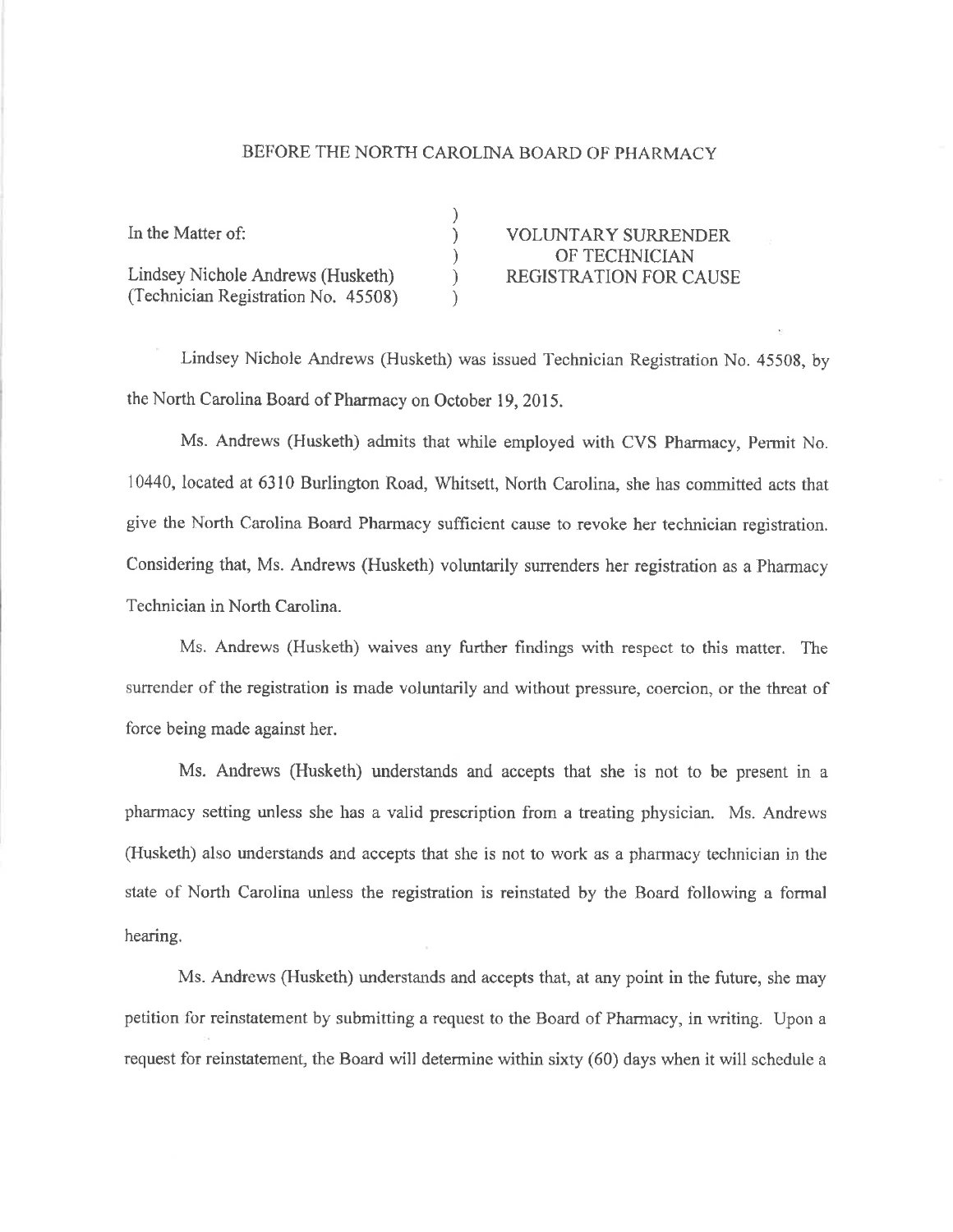BEFORE THE NORTH CAROLINA BOARD OF PHARMACY

| | | |
|---|---|---|
| In the Matter of: | ) | VOLUNTARY SURRENDER |
| | ) | OF TECHNICIAN |
| Lindsey Nichole Andrews (Husketh) | ) | REGISTRATION FOR CAUSE |
| (Technician Registration No. 45508) | ) | |

Lindsey Nichole Andrews (Husketh) was issued Technician Registration No. 45508, by the North Carolina Board of Pharmacy on October 19, 2015.

Ms. Andrews (Husketh) admits that while employed with CVS Pharmacy, Permit No. 10440, located at 6310 Burlington Road, Whitsett, North Carolina, she has committed acts that give the North Carolina Board Pharmacy sufficient cause to revoke her technician registration. Considering that, Ms. Andrews (Husketh) voluntarily surrenders her registration as a Pharmacy Technician in North Carolina.

Ms. Andrews (Husketh) waives any further findings with respect to this matter. The surrender of the registration is made voluntarily and without pressure, coercion, or the threat of force being made against her.

Ms. Andrews (Husketh) understands and accepts that she is not to be present in a pharmacy setting unless she has a valid prescription from a treating physician. Ms. Andrews (Husketh) also understands and accepts that she is not to work as a pharmacy technician in the state of North Carolina unless the registration is reinstated by the Board following a formal hearing.

Ms. Andrews (Husketh) understands and accepts that, at any point in the future, she may petition for reinstatement by submitting a request to the Board of Pharmacy, in writing. Upon a request for reinstatement, the Board will determine within sixty (60) days when it will schedule a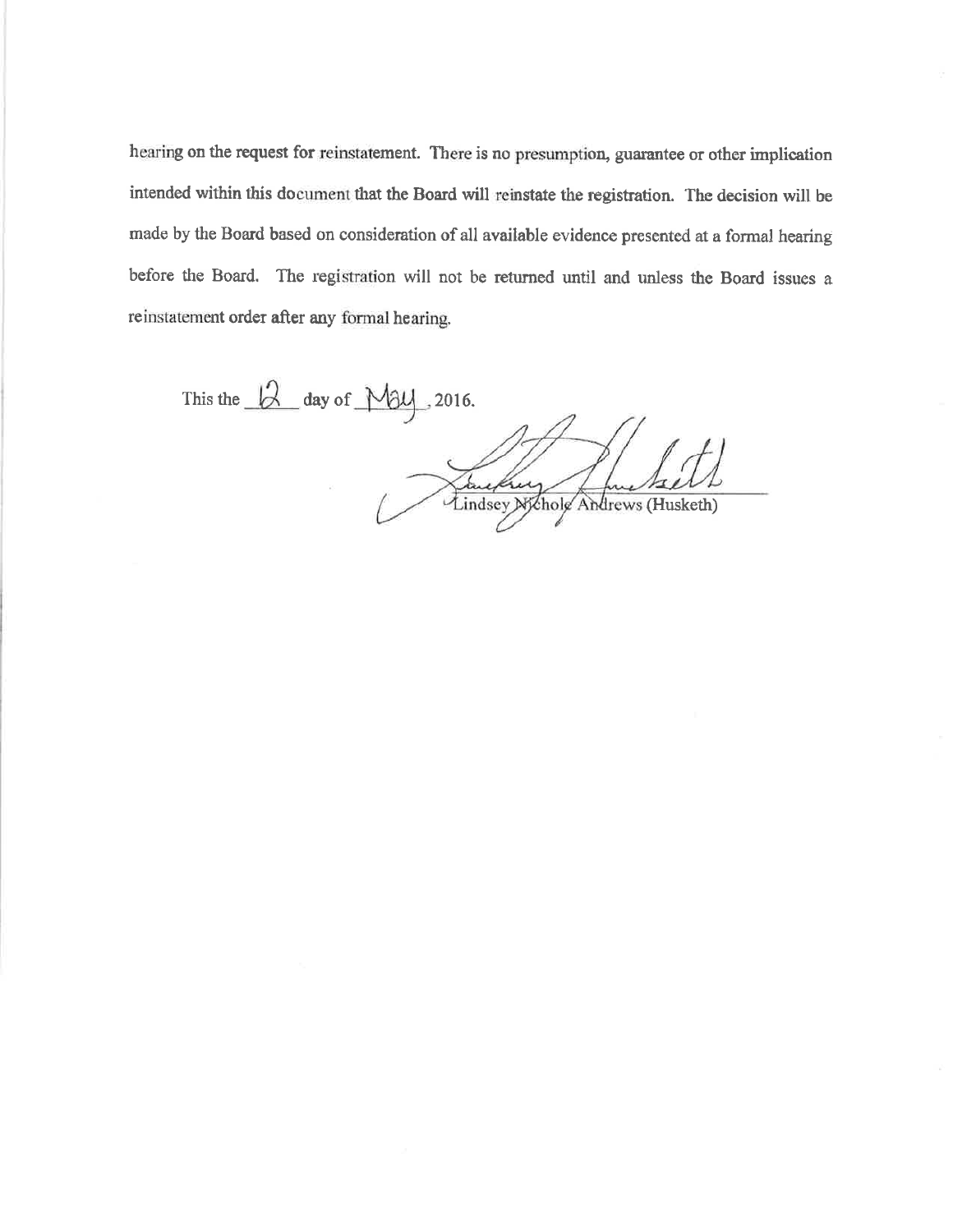hearing on the request for reinstatement. There is no presumption, guarantee or other implication intended within this document that the Board will reinstate the registration. The decision will be made by the Board based on consideration of all available evidence presented at a formal hearing before the Board. The registration will not be returned until and unless the Board issues a reinstatement order after any formal hearing.

This the 12 day of May, 2016.

Lindsey Nichole Andrews (Husketh)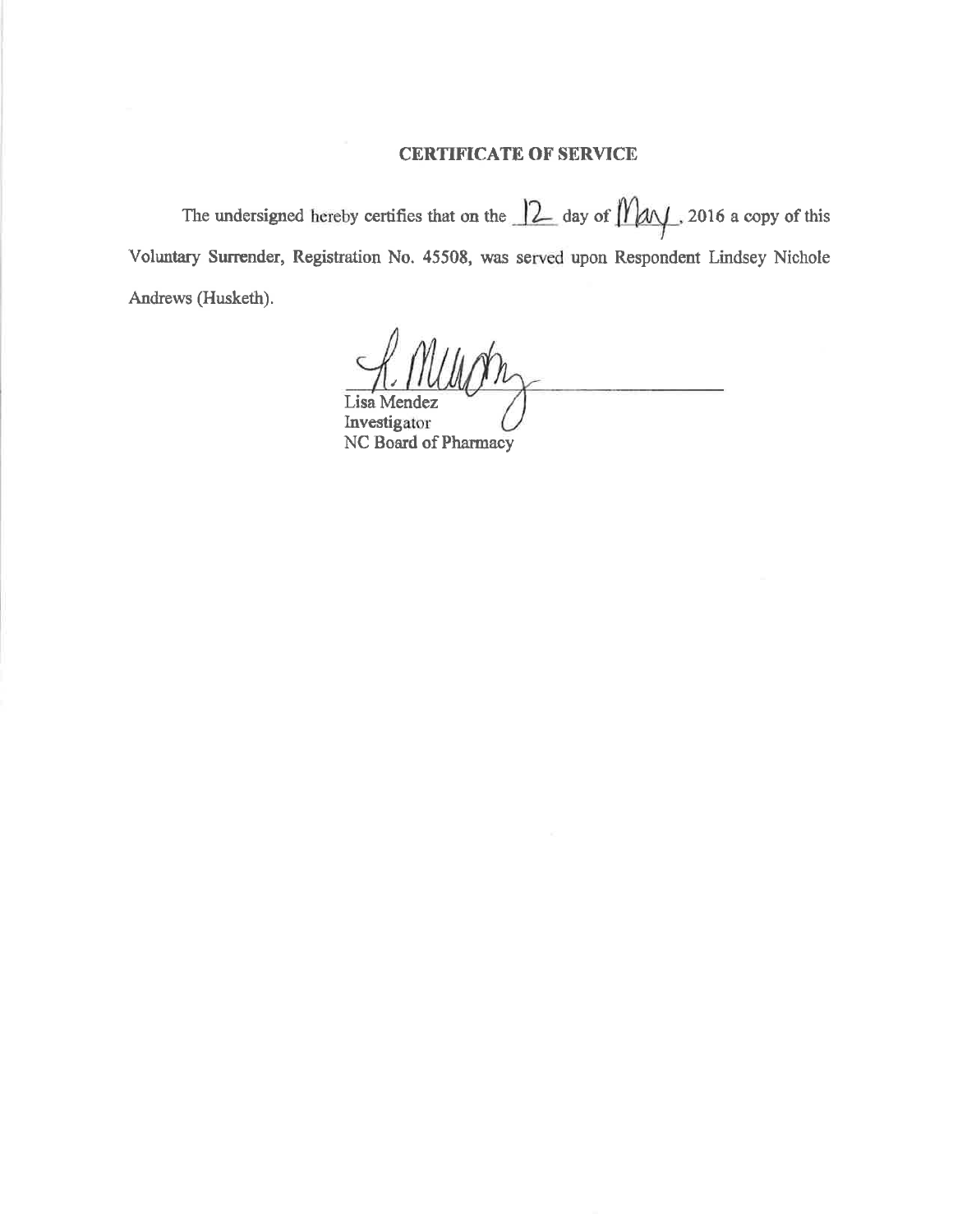## CERTIFICATE OF SERVICE

The undersigned hereby certifies that on the 12 day of May, 2016 a copy of this Voluntary Surrender, Registration No. 45508, was served upon Respondent Lindsey Nichole Andrews (Husketh).

Lisa Mendez
Investigator
NC Board of Pharmacy